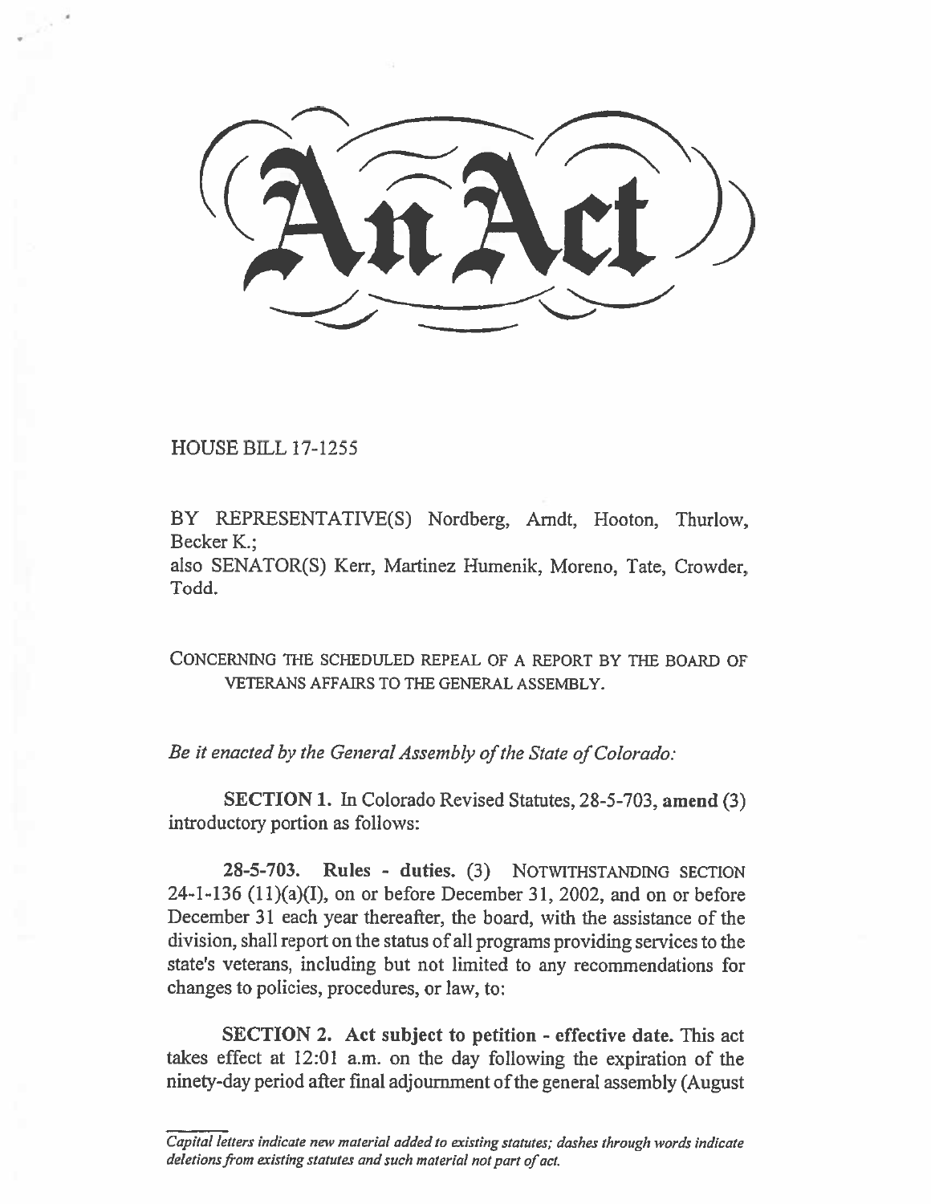# An Act

HOUSE BILL 17-1255

BY REPRESENTATIVE(S) Nordberg, Arndt, Hooton, Thurlow, Becker K.;
also SENATOR(S) Kerr, Martinez Humenik, Moreno, Tate, Crowder, Todd.

CONCERNING THE SCHEDULED REPEAL OF A REPORT BY THE BOARD OF VETERANS AFFAIRS TO THE GENERAL ASSEMBLY.

*Be it enacted by the General Assembly of the State of Colorado:*

**SECTION 1.** In Colorado Revised Statutes, 28-5-703, **amend** (3) introductory portion as follows:

**28-5-703. Rules - duties.** (3) NOTWITHSTANDING SECTION 24-1-136 (11)(a)(I), on or before December 31, 2002, and on or before December 31 each year thereafter, the board, with the assistance of the division, shall report on the status of all programs providing services to the state's veterans, including but not limited to any recommendations for changes to policies, procedures, or law, to:

**SECTION 2. Act subject to petition - effective date.** This act takes effect at 12:01 a.m. on the day following the expiration of the ninety-day period after final adjournment of the general assembly (August

*Capital letters indicate new material added to existing statutes; dashes through words indicate deletions from existing statutes and such material not part of act.*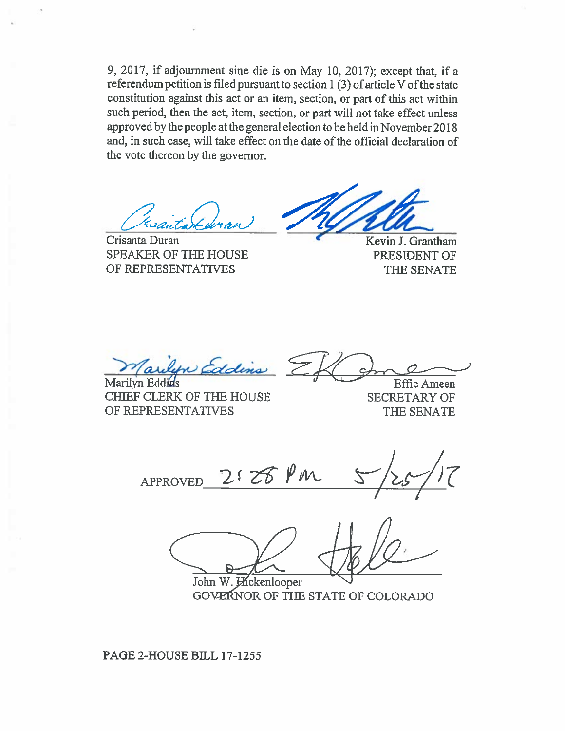9, 2017, if adjournment sine die is on May 10, 2017); except that, if a referendum petition is filed pursuant to section 1 (3) of article V of the state constitution against this act or an item, section, or part of this act within such period, then the act, item, section, or part will not take effect unless approved by the people at the general election to be held in November 2018 and, in such case, will take effect on the date of the official declaration of the vote thereon by the governor.

Crisanta Duran
SPEAKER OF THE HOUSE
OF REPRESENTATIVES

Kevin J. Grantham
PRESIDENT OF
THE SENATE

Marilyn Eddins
CHIEF CLERK OF THE HOUSE
OF REPRESENTATIVES

Effie Ameen
SECRETARY OF
THE SENATE

APPROVED 2:28 PM 5/25/17

John W. Hickenlooper
GOVERNOR OF THE STATE OF COLORADO

PAGE 2-HOUSE BILL 17-1255